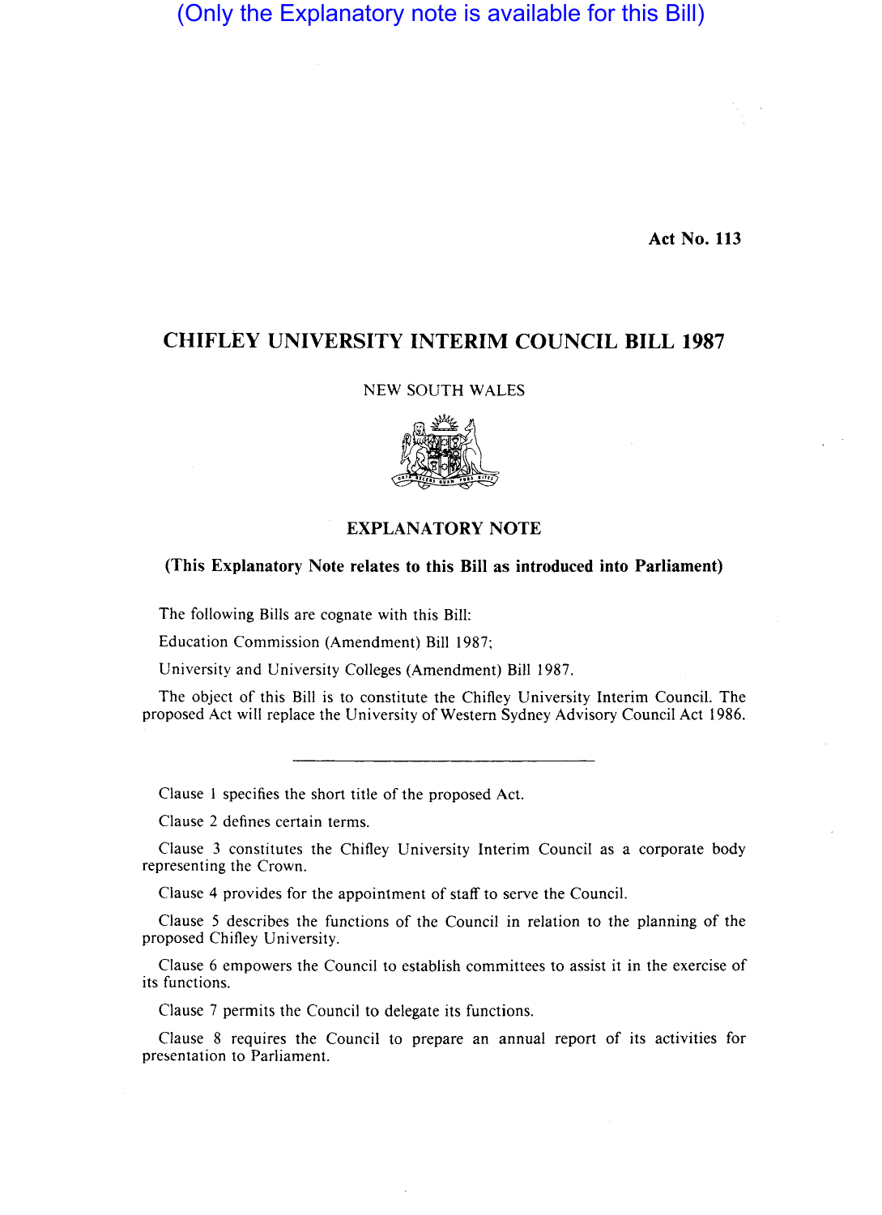(Only the Explanatory note is available for this Bill)

**Act No. 113**

# CHIFLEY UNIVERSITY INTERIM COUNCIL BILL 1987

NEW SOUTH WALES

## EXPLANATORY NOTE

**(This Explanatory Note relates to this Bill as introduced into Parliament)**

The following Bills are cognate with this Bill:

Education Commission (Amendment) Bill 1987;

University and University Colleges (Amendment) Bill 1987.

The object of this Bill is to constitute the Chifley University Interim Council. The proposed Act will replace the University of Western Sydney Advisory Council Act 1986.

---

Clause 1 specifies the short title of the proposed Act.

Clause 2 defines certain terms.

Clause 3 constitutes the Chifley University Interim Council as a corporate body representing the Crown.

Clause 4 provides for the appointment of staff to serve the Council.

Clause 5 describes the functions of the Council in relation to the planning of the proposed Chifley University.

Clause 6 empowers the Council to establish committees to assist it in the exercise of its functions.

Clause 7 permits the Council to delegate its functions.

Clause 8 requires the Council to prepare an annual report of its activities for presentation to Parliament.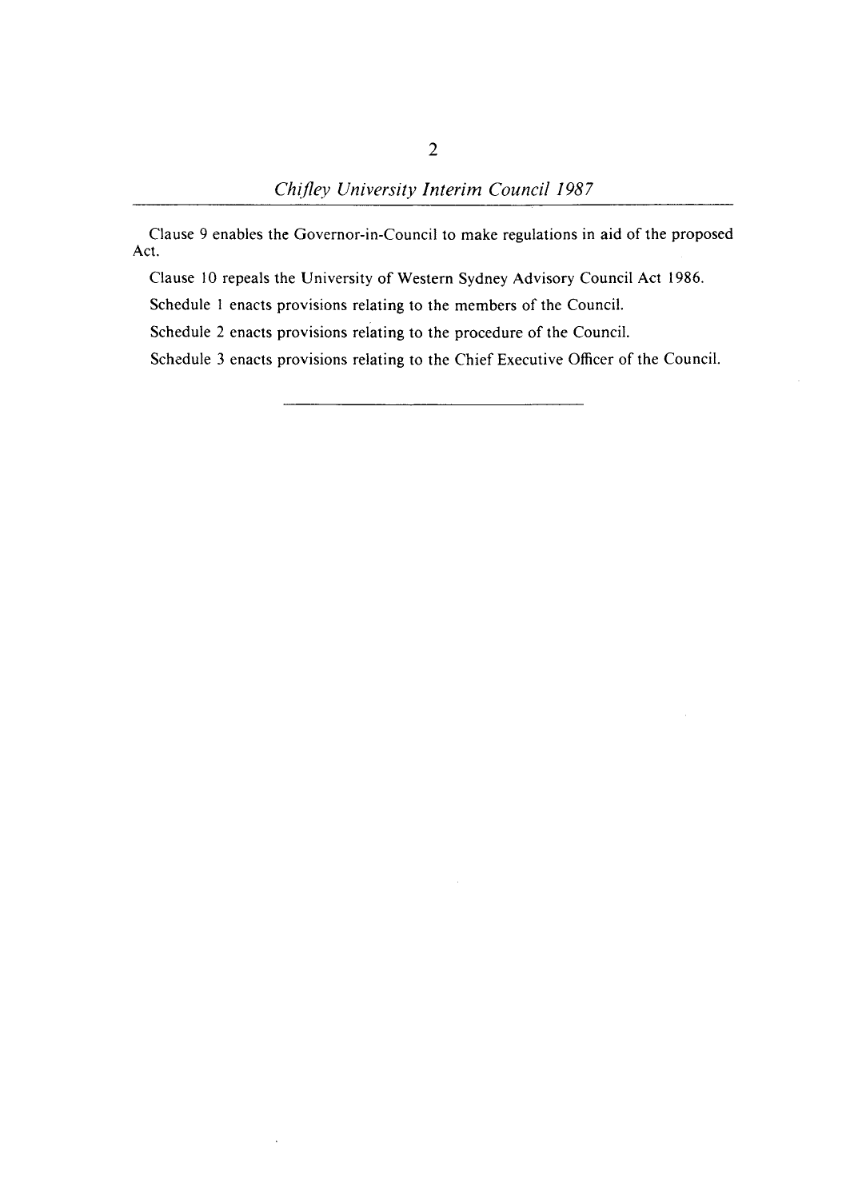Clause 9 enables the Governor-in-Council to make regulations in aid of the proposed Act.

Clause 10 repeals the University of Western Sydney Advisory Council Act 1986.

Schedule 1 enacts provisions relating to the members of the Council.

Schedule 2 enacts provisions relating to the procedure of the Council.

Schedule 3 enacts provisions relating to the Chief Executive Officer of the Council.